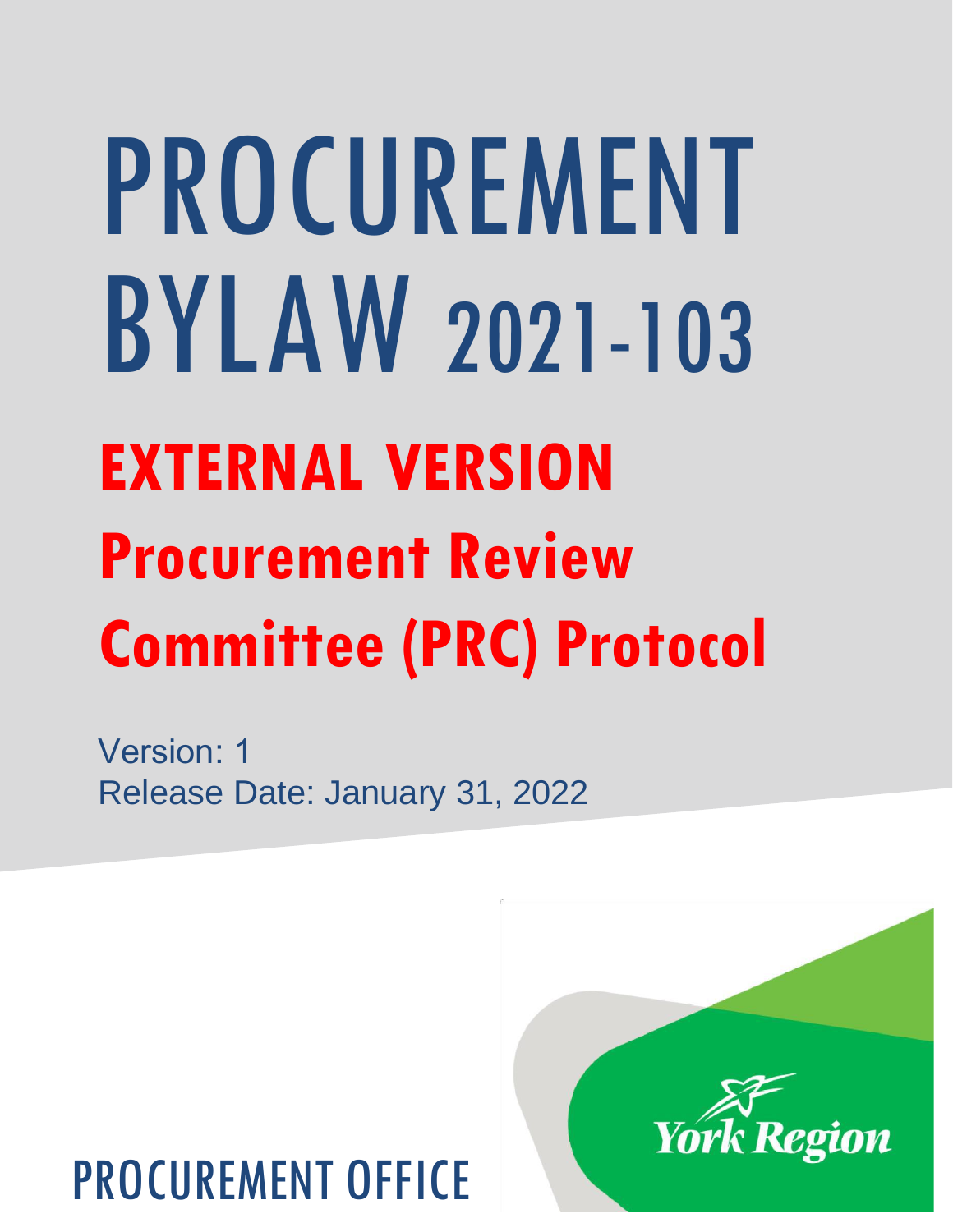# PROCUREMENT BYLAW 2021-103

## EXTERNAL VERSION

## Procurement Review Committee (PRC) Protocol

Version: 1

Release Date: January 31, 2022

York Region

PROCUREMENT OFFICE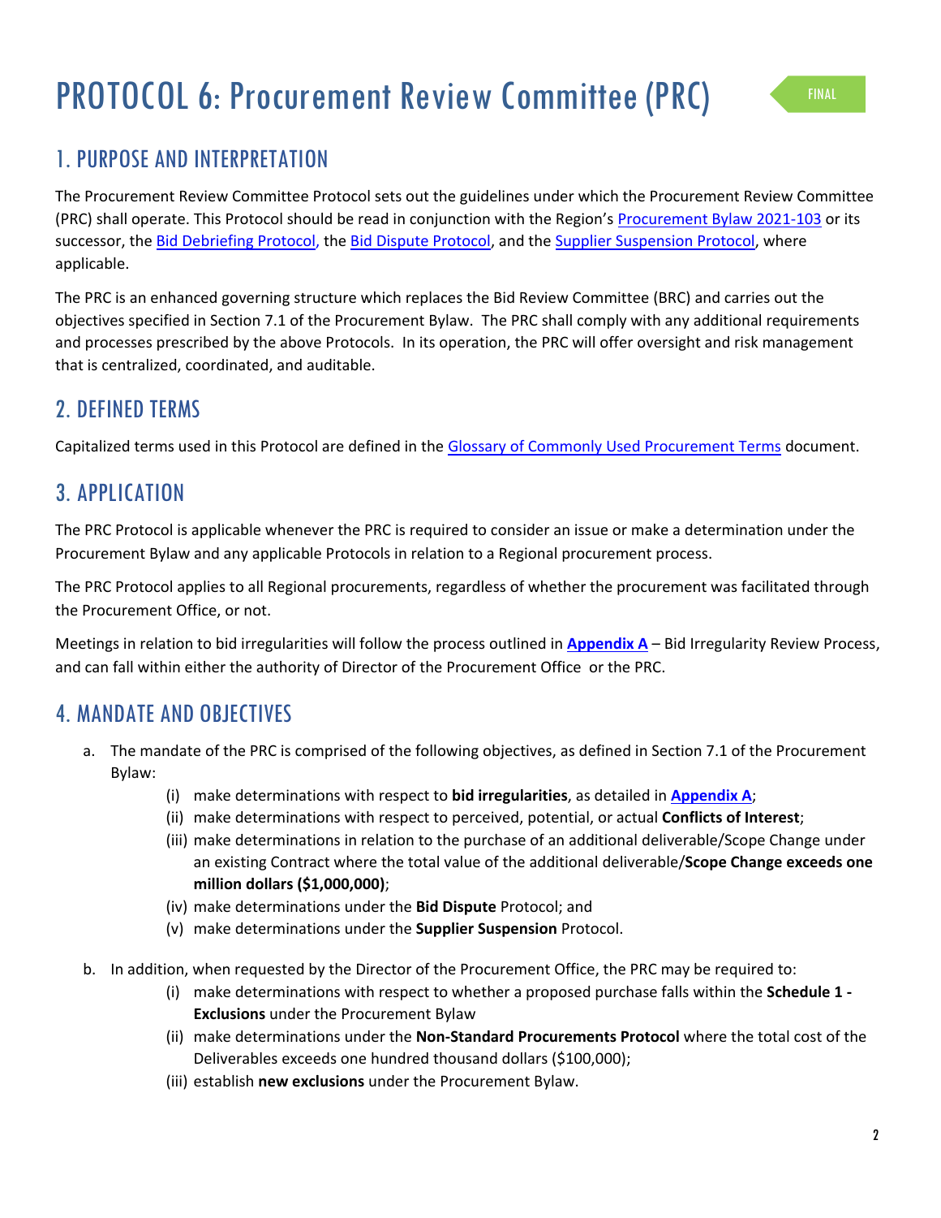# PROTOCOL 6: Procurement Review Committee (PRC)

FINAL

## 1. PURPOSE AND INTERPRETATION

The Procurement Review Committee Protocol sets out the guidelines under which the Procurement Review Committee (PRC) shall operate. This Protocol should be read in conjunction with the Region's Procurement Bylaw 2021-103 or its successor, the Bid Debriefing Protocol, the Bid Dispute Protocol, and the Supplier Suspension Protocol, where applicable.

The PRC is an enhanced governing structure which replaces the Bid Review Committee (BRC) and carries out the objectives specified in Section 7.1 of the Procurement Bylaw. The PRC shall comply with any additional requirements and processes prescribed by the above Protocols. In its operation, the PRC will offer oversight and risk management that is centralized, coordinated, and auditable.

## 2. DEFINED TERMS

Capitalized terms used in this Protocol are defined in the Glossary of Commonly Used Procurement Terms document.

## 3. APPLICATION

The PRC Protocol is applicable whenever the PRC is required to consider an issue or make a determination under the Procurement Bylaw and any applicable Protocols in relation to a Regional procurement process.

The PRC Protocol applies to all Regional procurements, regardless of whether the procurement was facilitated through the Procurement Office, or not.

Meetings in relation to bid irregularities will follow the process outlined in **Appendix A** – Bid Irregularity Review Process, and can fall within either the authority of Director of the Procurement Office or the PRC.

## 4. MANDATE AND OBJECTIVES

a. The mandate of the PRC is comprised of the following objectives, as defined in Section 7.1 of the Procurement Bylaw:

   (i) make determinations with respect to **bid irregularities**, as detailed in **Appendix A**;

   (ii) make determinations with respect to perceived, potential, or actual **Conflicts of Interest**;

   (iii) make determinations in relation to the purchase of an additional deliverable/Scope Change under an existing Contract where the total value of the additional deliverable/**Scope Change exceeds one million dollars ($1,000,000)**;

   (iv) make determinations under the **Bid Dispute** Protocol; and

   (v) make determinations under the **Supplier Suspension** Protocol.

b. In addition, when requested by the Director of the Procurement Office, the PRC may be required to:

   (i) make determinations with respect to whether a proposed purchase falls within the **Schedule 1 - Exclusions** under the Procurement Bylaw

   (ii) make determinations under the **Non-Standard Procurements Protocol** where the total cost of the Deliverables exceeds one hundred thousand dollars ($100,000);

   (iii) establish **new exclusions** under the Procurement Bylaw.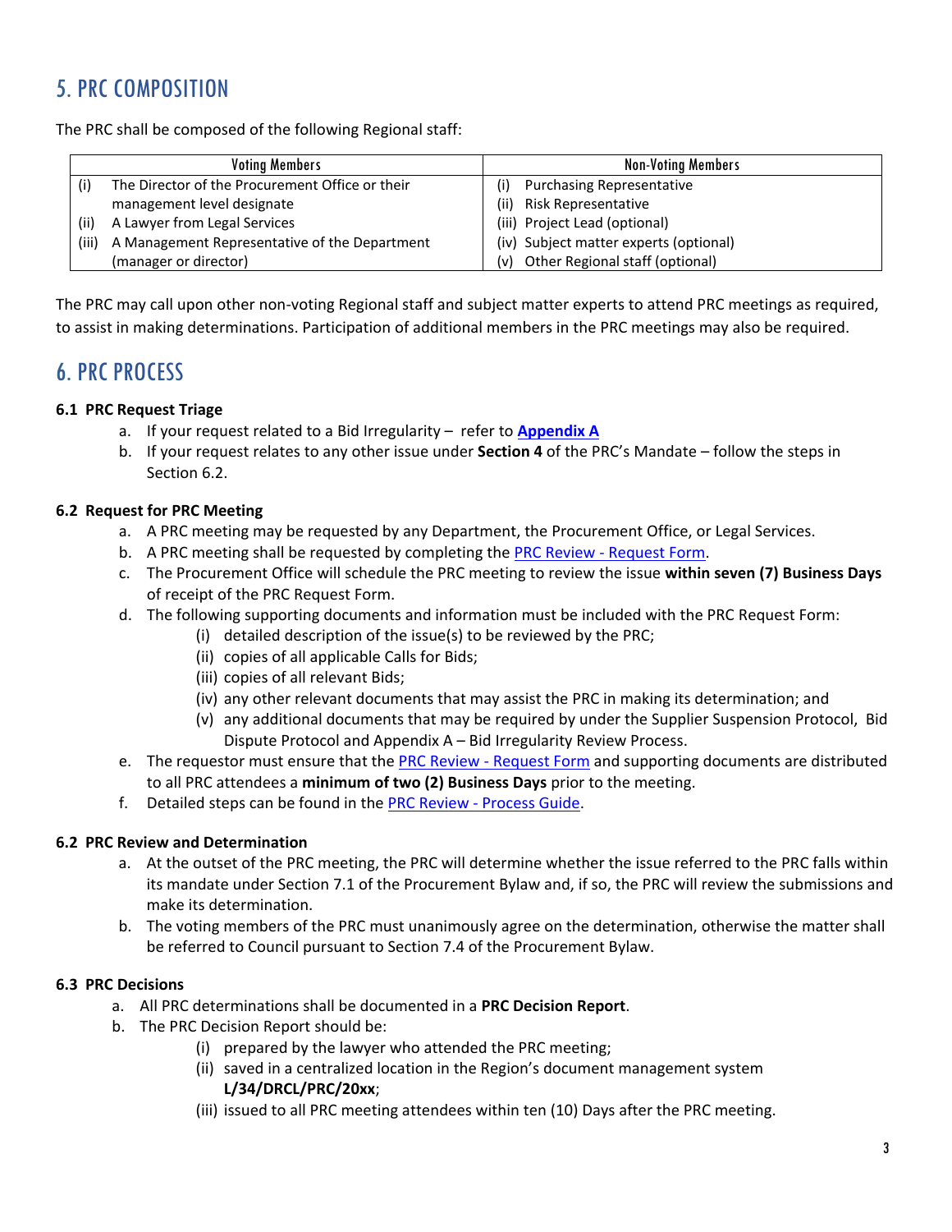## 5. PRC COMPOSITION

The PRC shall be composed of the following Regional staff:

| Voting Members | Non-Voting Members |
|---|---|
| (i) The Director of the Procurement Office or their management level designate | (i) Purchasing Representative |
| (ii) A Lawyer from Legal Services | (ii) Risk Representative |
| (iii) A Management Representative of the Department (manager or director) | (iii) Project Lead (optional) |
| | (iv) Subject matter experts (optional) |
| | (v) Other Regional staff (optional) |

The PRC may call upon other non-voting Regional staff and subject matter experts to attend PRC meetings as required, to assist in making determinations. Participation of additional members in the PRC meetings may also be required.

## 6. PRC PROCESS

### 6.1 PRC Request Triage

a. If your request related to a Bid Irregularity – refer to **[Appendix A](#)**

b. If your request relates to any other issue under **Section 4** of the PRC's Mandate – follow the steps in Section 6.2.

### 6.2 Request for PRC Meeting

a. A PRC meeting may be requested by any Department, the Procurement Office, or Legal Services.

b. A PRC meeting shall be requested by completing the [PRC Review - Request Form](#).

c. The Procurement Office will schedule the PRC meeting to review the issue **within seven (7) Business Days** of receipt of the PRC Request Form.

d. The following supporting documents and information must be included with the PRC Request Form:
   - (i) detailed description of the issue(s) to be reviewed by the PRC;
   - (ii) copies of all applicable Calls for Bids;
   - (iii) copies of all relevant Bids;
   - (iv) any other relevant documents that may assist the PRC in making its determination; and
   - (v) any additional documents that may be required by under the Supplier Suspension Protocol, Bid Dispute Protocol and Appendix A – Bid Irregularity Review Process.

e. The requestor must ensure that the [PRC Review - Request Form](#) and supporting documents are distributed to all PRC attendees a **minimum of two (2) Business Days** prior to the meeting.

f. Detailed steps can be found in the [PRC Review - Process Guide](#).

### 6.2 PRC Review and Determination

a. At the outset of the PRC meeting, the PRC will determine whether the issue referred to the PRC falls within its mandate under Section 7.1 of the Procurement Bylaw and, if so, the PRC will review the submissions and make its determination.

b. The voting members of the PRC must unanimously agree on the determination, otherwise the matter shall be referred to Council pursuant to Section 7.4 of the Procurement Bylaw.

### 6.3 PRC Decisions

a. All PRC determinations shall be documented in a **PRC Decision Report**.

b. The PRC Decision Report should be:
   - (i) prepared by the lawyer who attended the PRC meeting;
   - (ii) saved in a centralized location in the Region's document management system **L/34/DRCL/PRC/20xx**;
   - (iii) issued to all PRC meeting attendees within ten (10) Days after the PRC meeting.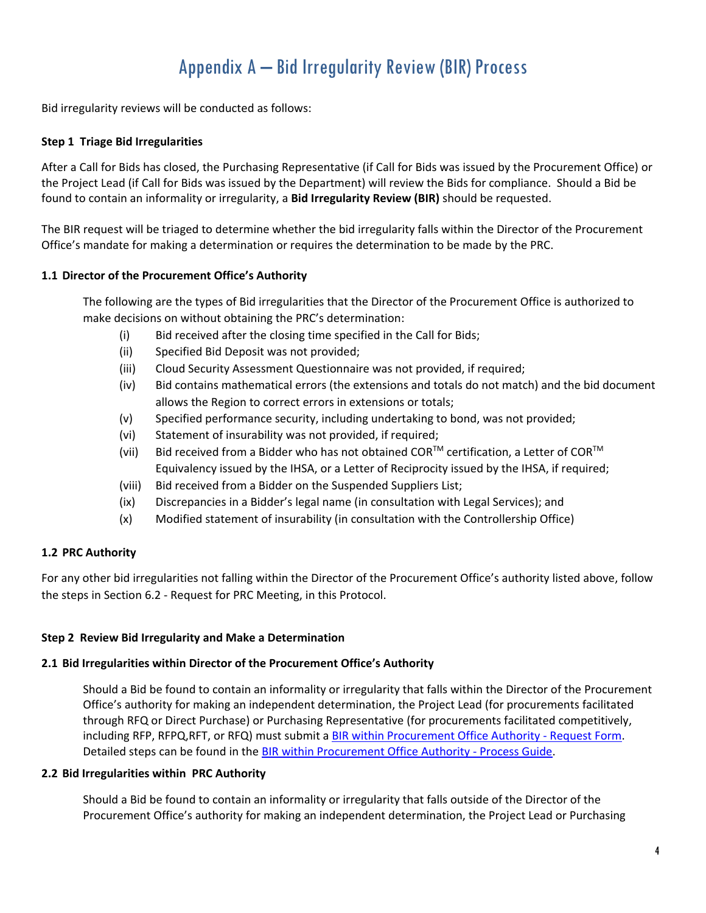# Appendix A – Bid Irregularity Review (BIR) Process

Bid irregularity reviews will be conducted as follows:

**Step 1 Triage Bid Irregularities**

After a Call for Bids has closed, the Purchasing Representative (if Call for Bids was issued by the Procurement Office) or the Project Lead (if Call for Bids was issued by the Department) will review the Bids for compliance. Should a Bid be found to contain an informality or irregularity, a **Bid Irregularity Review (BIR)** should be requested.

The BIR request will be triaged to determine whether the bid irregularity falls within the Director of the Procurement Office's mandate for making a determination or requires the determination to be made by the PRC.

**1.1 Director of the Procurement Office's Authority**

The following are the types of Bid irregularities that the Director of the Procurement Office is authorized to make decisions on without obtaining the PRC's determination:

- (i) Bid received after the closing time specified in the Call for Bids;
- (ii) Specified Bid Deposit was not provided;
- (iii) Cloud Security Assessment Questionnaire was not provided, if required;
- (iv) Bid contains mathematical errors (the extensions and totals do not match) and the bid document allows the Region to correct errors in extensions or totals;
- (v) Specified performance security, including undertaking to bond, was not provided;
- (vi) Statement of insurability was not provided, if required;
- (vii) Bid received from a Bidder who has not obtained COR™ certification, a Letter of COR™ Equivalency issued by the IHSA, or a Letter of Reciprocity issued by the IHSA, if required;
- (viii) Bid received from a Bidder on the Suspended Suppliers List;
- (ix) Discrepancies in a Bidder's legal name (in consultation with Legal Services); and
- (x) Modified statement of insurability (in consultation with the Controllership Office)

**1.2 PRC Authority**

For any other bid irregularities not falling within the Director of the Procurement Office's authority listed above, follow the steps in Section 6.2 - Request for PRC Meeting, in this Protocol.

**Step 2 Review Bid Irregularity and Make a Determination**

**2.1 Bid Irregularities within Director of the Procurement Office's Authority**

Should a Bid be found to contain an informality or irregularity that falls within the Director of the Procurement Office's authority for making an independent determination, the Project Lead (for procurements facilitated through RFQ or Direct Purchase) or Purchasing Representative (for procurements facilitated competitively, including RFP, RFPQ,RFT, or RFQ) must submit a BIR within Procurement Office Authority - Request Form. Detailed steps can be found in the BIR within Procurement Office Authority - Process Guide.

**2.2 Bid Irregularities within PRC Authority**

Should a Bid be found to contain an informality or irregularity that falls outside of the Director of the Procurement Office's authority for making an independent determination, the Project Lead or Purchasing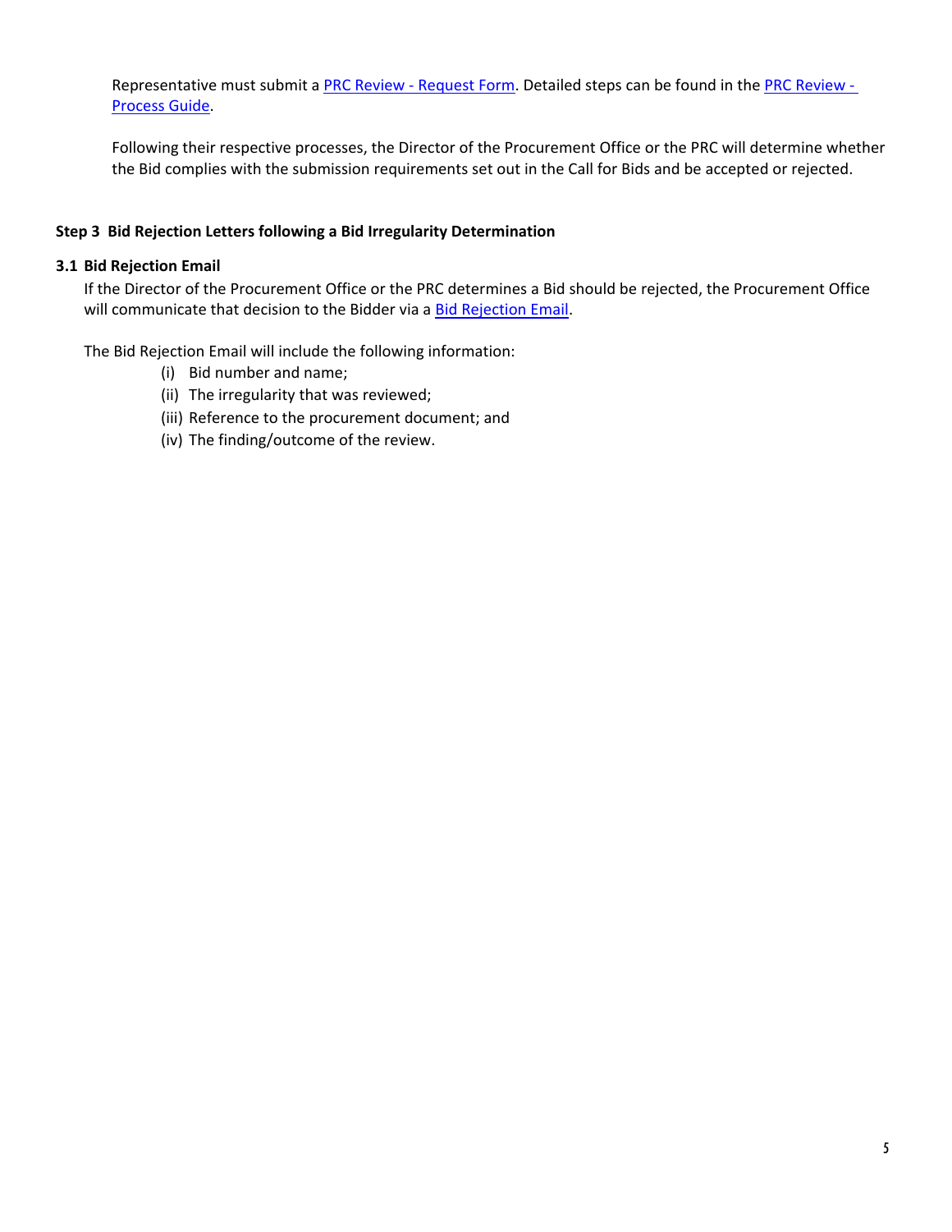Representative must submit a PRC Review - Request Form. Detailed steps can be found in the PRC Review - Process Guide.

Following their respective processes, the Director of the Procurement Office or the PRC will determine whether the Bid complies with the submission requirements set out in the Call for Bids and be accepted or rejected.

### Step 3 Bid Rejection Letters following a Bid Irregularity Determination

#### 3.1 Bid Rejection Email

If the Director of the Procurement Office or the PRC determines a Bid should be rejected, the Procurement Office will communicate that decision to the Bidder via a Bid Rejection Email.

The Bid Rejection Email will include the following information:

(i) Bid number and name;
(ii) The irregularity that was reviewed;
(iii) Reference to the procurement document; and
(iv) The finding/outcome of the review.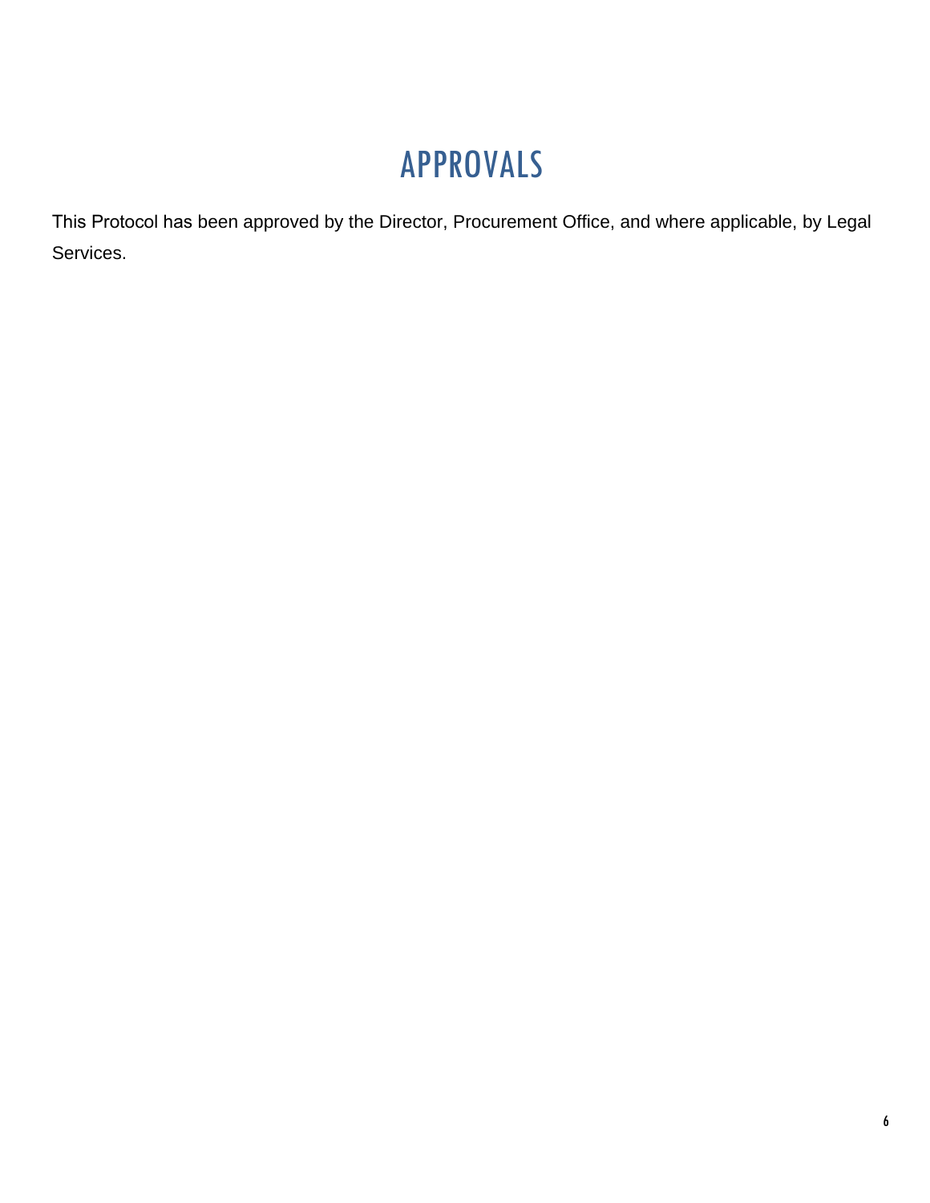# APPROVALS

This Protocol has been approved by the Director, Procurement Office, and where applicable, by Legal Services.